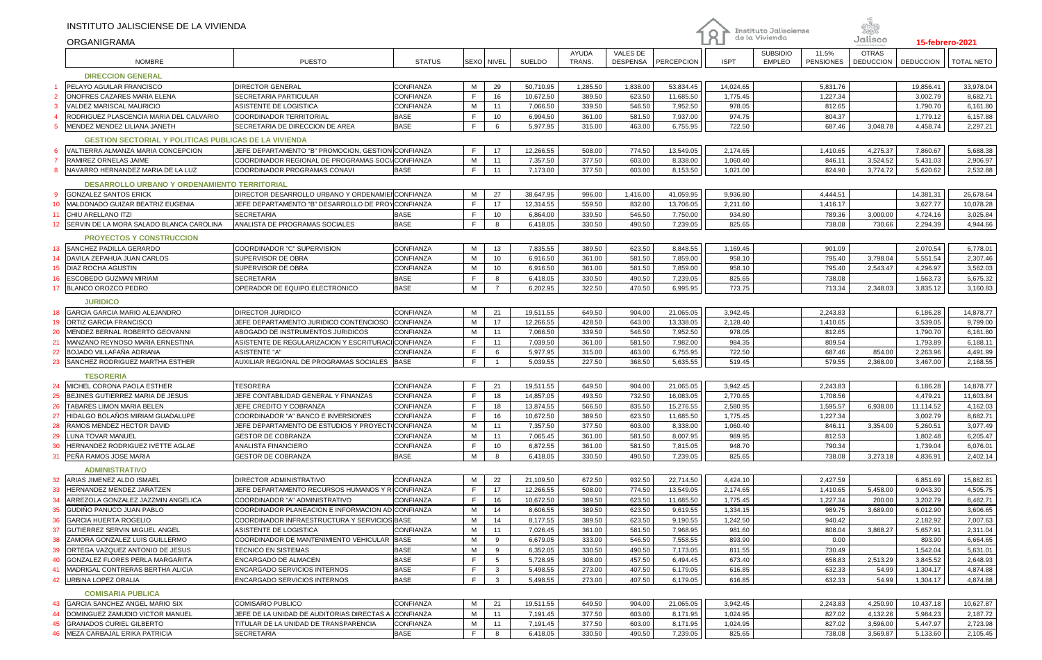# INSTITUTO JALISCIENSE DE LA VIVIENDA

ORGANIGRAMA

15-febrero-2021

| | NOMBRE | PUESTO | STATUS | SEXO | NIVEL | SUELDO | AYUDA TRANS. | VALES DE DESPENSA | PERCEPCION | ISPT | SUBSIDIO EMPLEO | 11.5% PENSIONES | OTRAS DEDUCCION | DEDUCCION | TOTAL NETO |
|---|---|---|---|---|---|---|---|---|---|---|---|---|---|---|---|
| | **DIRECCION GENERAL** | | | | | | | | | | | | | | |
| 1 | PELAYO AGUILAR FRANCISCO | DIRECTOR GENERAL | CONFIANZA | M | 29 | 50,710.95 | 1,285.50 | 1,838.00 | 53,834.45 | 14,024.65 | | 5,831.76 | | 19,856.41 | 33,978.04 |
| 2 | ONOFRES CAZARES MARIA ELENA | SECRETARIA PARTICULAR | CONFIANZA | F | 16 | 10,672.50 | 389.50 | 623.50 | 11,685.50 | 1,775.45 | | 1,227.34 | | 3,002.79 | 8,682.71 |
| 3 | VALDEZ MARISCAL MAURICIO | ASISTENTE DE LOGISTICA | CONFIANZA | M | 11 | 7,066.50 | 339.50 | 546.50 | 7,952.50 | 978.05 | | 812.65 | | 1,790.70 | 6,161.80 |
| 4 | RODRIGUEZ PLASCENCIA MARIA DEL CALVARIO | COORDINADOR TERRITORIAL | BASE | F | 10 | 6,994.50 | 361.00 | 581.50 | 7,937.00 | 974.75 | | 804.37 | | 1,779.12 | 6,157.88 |
| 5 | MENDEZ MENDEZ LILIANA JANETH | SECRETARIA DE DIRECCION DE AREA | BASE | F | 6 | 5,977.95 | 315.00 | 463.00 | 6,755.95 | 722.50 | | 687.46 | 3,048.78 | 4,458.74 | 2,297.21 |
| | **GESTION SECTORIAL Y POLITICAS PUBLICAS DE LA VIVIENDA** | | | | | | | | | | | | | | |
| 6 | VALTIERRA ALMANZA MARIA CONCEPCION | JEFE DEPARTAMENTO "B" PROMOCION, GESTION | CONFIANZA | F | 17 | 12,266.55 | 508.00 | 774.50 | 13,549.05 | 2,174.65 | | 1,410.65 | 4,275.37 | 7,860.67 | 5,688.38 |
| 7 | RAMIREZ ORNELAS JAIME | COORDINADOR REGIONAL DE PROGRAMAS SOCI | CONFIANZA | M | 11 | 7,357.50 | 377.50 | 603.00 | 8,338.00 | 1,060.40 | | 846.11 | 3,524.52 | 5,431.03 | 2,906.97 |
| 8 | NAVARRO HERNANDEZ MARIA DE LA LUZ | COORDINADOR PROGRAMAS CONAVI | BASE | F | 11 | 7,173.00 | 377.50 | 603.00 | 8,153.50 | 1,021.00 | | 824.90 | 3,774.72 | 5,620.62 | 2,532.88 |
| | **DESARROLLO URBANO Y ORDENAMIENTO TERRITORIAL** | | | | | | | | | | | | | | |
| 9 | GONZALEZ SANTOS ERICK | DIRECTOR DESARROLLO URBANO Y ORDENAMIE | CONFIANZA | M | 27 | 38,647.95 | 996.00 | 1,416.00 | 41,059.95 | 9,936.80 | | 4,444.51 | | 14,381.31 | 26,678.64 |
| 10 | MALDONADO GUIZAR BEATRIZ EUGENIA | JEFE DEPARTAMENTO "B" DESARROLLO DE PROY | CONFIANZA | F | 17 | 12,314.55 | 559.50 | 832.00 | 13,706.05 | 2,211.60 | | 1,416.17 | | 3,627.77 | 10,078.28 |
| 11 | CHIU ARELLANO ITZI | SECRETARIA | BASE | F | 10 | 6,864.00 | 339.50 | 546.50 | 7,750.00 | 934.80 | | 789.36 | 3,000.00 | 4,724.16 | 3,025.84 |
| 12 | SERVIN DE LA MORA SALADO BLANCA CAROLINA | ANALISTA DE PROGRAMAS SOCIALES | BASE | F | 8 | 6,418.05 | 330.50 | 490.50 | 7,239.05 | 825.65 | | 738.08 | 730.66 | 2,294.39 | 4,944.66 |
| | **PROYECTOS Y CONSTRUCCION** | | | | | | | | | | | | | | |
| 13 | SANCHEZ PADILLA GERARDO | COORDINADOR "C" SUPERVISION | CONFIANZA | M | 13 | 7,835.55 | 389.50 | 623.50 | 8,848.55 | 1,169.45 | | 901.09 | | 2,070.54 | 6,778.01 |
| 14 | DAVILA ZEPAHUA JUAN CARLOS | SUPERVISOR DE OBRA | CONFIANZA | M | 10 | 6,916.50 | 361.00 | 581.50 | 7,859.00 | 958.10 | | 795.40 | 3,798.04 | 5,551.54 | 2,307.46 |
| 15 | DIAZ ROCHA AGUSTIN | SUPERVISOR DE OBRA | CONFIANZA | M | 10 | 6,916.50 | 361.00 | 581.50 | 7,859.00 | 958.10 | | 795.40 | 2,543.47 | 4,296.97 | 3,562.03 |
| 16 | ESCOBEDO GUZMAN MIRIAM | SECRETARIA | BASE | F | 8 | 6,418.05 | 330.50 | 490.50 | 7,239.05 | 825.65 | | 738.08 | | 1,563.73 | 5,675.32 |
| 17 | BLANCO OROZCO PEDRO | OPERADOR DE EQUIPO ELECTRONICO | BASE | M | 7 | 6,202.95 | 322.50 | 470.50 | 6,995.95 | 773.75 | | 713.34 | 2,348.03 | 3,835.12 | 3,160.83 |
| | **JURIDICO** | | | | | | | | | | | | | | |
| 18 | GARCIA GARCIA MARIO ALEJANDRO | DIRECTOR JURIDICO | CONFIANZA | M | 21 | 19,511.55 | 649.50 | 904.00 | 21,065.05 | 3,942.45 | | 2,243.83 | | 6,186.28 | 14,878.77 |
| 19 | ORTIZ GARCIA FRANCISCO | JEFE DEPARTAMENTO JURIDICO CONTENCIOSO | CONFIANZA | M | 17 | 12,266.55 | 428.50 | 643.00 | 13,338.05 | 2,128.40 | | 1,410.65 | | 3,539.05 | 9,799.00 |
| 20 | MENDEZ BERNAL ROBERTO GEOVANNI | ABOGADO DE INSTRUMENTOS JURIDICOS | CONFIANZA | M | 11 | 7,066.50 | 339.50 | 546.50 | 7,952.50 | 978.05 | | 812.65 | | 1,790.70 | 6,161.80 |
| 21 | MANZANO REYNOSO MARIA ERNESTINA | ASISTENTE DE REGULARIZACION Y ESCRITURACI | CONFIANZA | F | 11 | 7,039.50 | 361.00 | 581.50 | 7,982.00 | 984.35 | | 809.54 | | 1,793.89 | 6,188.11 |
| 22 | BOJADO VILLAFAÑA ADRIANA | ASISTENTE "A" | CONFIANZA | F | 6 | 5,977.95 | 315.00 | 463.00 | 6,755.95 | 722.50 | | 687.46 | 854.00 | 2,263.96 | 4,491.99 |
| 23 | SANCHEZ RODRIGUEZ MARTHA ESTHER | AUXILIAR REGIONAL DE PROGRAMAS SOCIALES | BASE | F | 1 | 5,039.55 | 227.50 | 368.50 | 5,635.55 | 519.45 | | 579.55 | 2,368.00 | 3,467.00 | 2,168.55 |
| | **TESORERIA** | | | | | | | | | | | | | | |
| 24 | MICHEL CORONA PAOLA ESTHER | TESORERA | CONFIANZA | F | 21 | 19,511.55 | 649.50 | 904.00 | 21,065.05 | 3,942.45 | | 2,243.83 | | 6,186.28 | 14,878.77 |
| 25 | BEJINES GUTIERREZ MARIA DE JESUS | JEFE CONTABILIDAD GENERAL Y FINANZAS | CONFIANZA | F | 18 | 14,857.05 | 493.50 | 732.50 | 16,083.05 | 2,770.65 | | 1,708.56 | | 4,479.21 | 11,603.84 |
| 26 | TABARES LIMON MARIA BELEN | JEFE CREDITO Y COBRANZA | CONFIANZA | F | 18 | 13,874.55 | 566.50 | 835.50 | 15,276.55 | 2,580.95 | | 1,595.57 | 6,938.00 | 11,114.52 | 4,162.03 |
| 27 | HIDALGO BOLAÑOS MIRIAM GUADALUPE | COORDINADOR "A" BANCO E INVERSIONES | CONFIANZA | F | 16 | 10,672.50 | 389.50 | 623.50 | 11,685.50 | 1,775.45 | | 1,227.34 | | 3,002.79 | 8,682.71 |
| 28 | RAMOS MENDEZ HECTOR DAVID | JEFE DEPARTAMENTO DE ESTUDIOS Y PROYECT | CONFIANZA | M | 11 | 7,357.50 | 377.50 | 603.00 | 8,338.00 | 1,060.40 | | 846.11 | 3,354.00 | 5,260.51 | 3,077.49 |
| 29 | LUNA TOVAR MANUEL | GESTOR DE COBRANZA | CONFIANZA | M | 11 | 7,065.45 | 361.00 | 581.50 | 8,007.95 | 989.95 | | 812.53 | | 1,802.48 | 6,205.47 |
| 30 | HERNANDEZ RODRIGUEZ IVETTE AGLAE | ANALISTA FINANCIERO | CONFIANZA | F | 10 | 6,872.55 | 361.00 | 581.50 | 7,815.05 | 948.70 | | 790.34 | | 1,739.04 | 6,076.01 |
| 31 | PEÑA RAMOS JOSE MARIA | GESTOR DE COBRANZA | BASE | M | 8 | 6,418.05 | 330.50 | 490.50 | 7,239.05 | 825.65 | | 738.08 | 3,273.18 | 4,836.91 | 2,402.14 |
| | **ADMINISTRATIVO** | | | | | | | | | | | | | | |
| 32 | ARIAS JIMENEZ ALDO ISMAEL | DIRECTOR ADMINISTRATIVO | CONFIANZA | M | 22 | 21,109.50 | 672.50 | 932.50 | 22,714.50 | 4,424.10 | | 2,427.59 | | 6,851.69 | 15,862.81 |
| 33 | HERNANDEZ MENDEZ JARATZEN | JEFE DEPARTAMENTO RECURSOS HUMANOS Y R | CONFIANZA | F | 17 | 12,266.55 | 508.00 | 774.50 | 13,549.05 | 2,174.65 | | 1,410.65 | 5,458.00 | 9,043.30 | 4,505.75 |
| 34 | ARREZOLA GONZALEZ JAZZMIN ANGELICA | COORDINADOR "A" ADMINISTRATIVO | CONFIANZA | F | 16 | 10,672.50 | 389.50 | 623.50 | 11,685.50 | 1,775.45 | | 1,227.34 | 200.00 | 3,202.79 | 8,482.71 |
| 35 | GUDIÑO PANUCO JUAN PABLO | COORDINADOR PLANEACION E INFORMACION AD | CONFIANZA | M | 14 | 8,606.55 | 389.50 | 623.50 | 9,619.55 | 1,334.15 | | 989.75 | 3,689.00 | 6,012.90 | 3,606.65 |
| 36 | GARCIA HUERTA ROGELIO | COORDINADOR INFRAESTRUCTURA Y SERVICIOS | BASE | M | 14 | 8,177.55 | 389.50 | 623.50 | 9,190.55 | 1,242.50 | | 940.42 | | 2,182.92 | 7,007.63 |
| 37 | GUTIERREZ SERVIN MIGUEL ANGEL | ASISTENTE DE LOGISTICA | CONFIANZA | M | 11 | 7,026.45 | 361.00 | 581.50 | 7,968.95 | 981.60 | | 808.04 | 3,868.27 | 5,657.91 | 2,311.04 |
| 38 | ZAMORA GONZALEZ LUIS GUILLERMO | COORDINADOR DE MANTENIMIENTO VEHICULAR | BASE | M | 9 | 6,679.05 | 333.00 | 546.50 | 7,558.55 | 893.90 | | 0.00 | | 893.90 | 6,664.65 |
| 39 | ORTEGA VAZQUEZ ANTONIO DE JESUS | TECNICO EN SISTEMAS | BASE | M | 9 | 6,352.05 | 330.50 | 490.50 | 7,173.05 | 811.55 | | 730.49 | | 1,542.04 | 5,631.01 |
| 40 | GONZALEZ FLORES PERLA MARGARITA | ENCARGADO DE ALMACEN | BASE | F | 5 | 5,728.95 | 308.00 | 457.50 | 6,494.45 | 673.40 | | 658.83 | 2,513.29 | 3,845.52 | 2,648.93 |
| 41 | MADRIGAL CONTRERAS BERTHA ALICIA | ENCARGADO SERVICIOS INTERNOS | BASE | F | 3 | 5,498.55 | 273.00 | 407.50 | 6,179.05 | 616.85 | | 632.33 | 54.99 | 1,304.17 | 4,874.88 |
| 42 | URBINA LOPEZ ORALIA | ENCARGADO SERVICIOS INTERNOS | BASE | F | 3 | 5,498.55 | 273.00 | 407.50 | 6,179.05 | 616.85 | | 632.33 | 54.99 | 1,304.17 | 4,874.88 |
| | **COMISARIA PUBLICA** | | | | | | | | | | | | | | |
| 43 | GARCIA SANCHEZ ANGEL MARIO SIX | COMISARIO PUBLICO | CONFIANZA | M | 21 | 19,511.55 | 649.50 | 904.00 | 21,065.05 | 3,942.45 | | 2,243.83 | 4,250.90 | 10,437.18 | 10,627.87 |
| 44 | DOMINGUEZ ZAMUDIO VICTOR MANUEL | JEFE DE LA UNIDAD DE AUDITORIAS DIRECTAS A | CONFIANZA | M | 11 | 7,191.45 | 377.50 | 603.00 | 8,171.95 | 1,024.95 | | 827.02 | 4,132.26 | 5,984.23 | 2,187.72 |
| 45 | GRANADOS CURIEL GILBERTO | TITULAR DE LA UNIDAD DE TRANSPARENCIA | CONFIANZA | M | 11 | 7,191.45 | 377.50 | 603.00 | 8,171.95 | 1,024.95 | | 827.02 | 3,596.00 | 5,447.97 | 2,723.98 |
| 46 | MEZA CARBAJAL ERIKA PATRICIA | SECRETARIA | BASE | F | 8 | 6,418.05 | 330.50 | 490.50 | 7,239.05 | 825.65 | | 738.08 | 3,569.87 | 5,133.60 | 2,105.45 |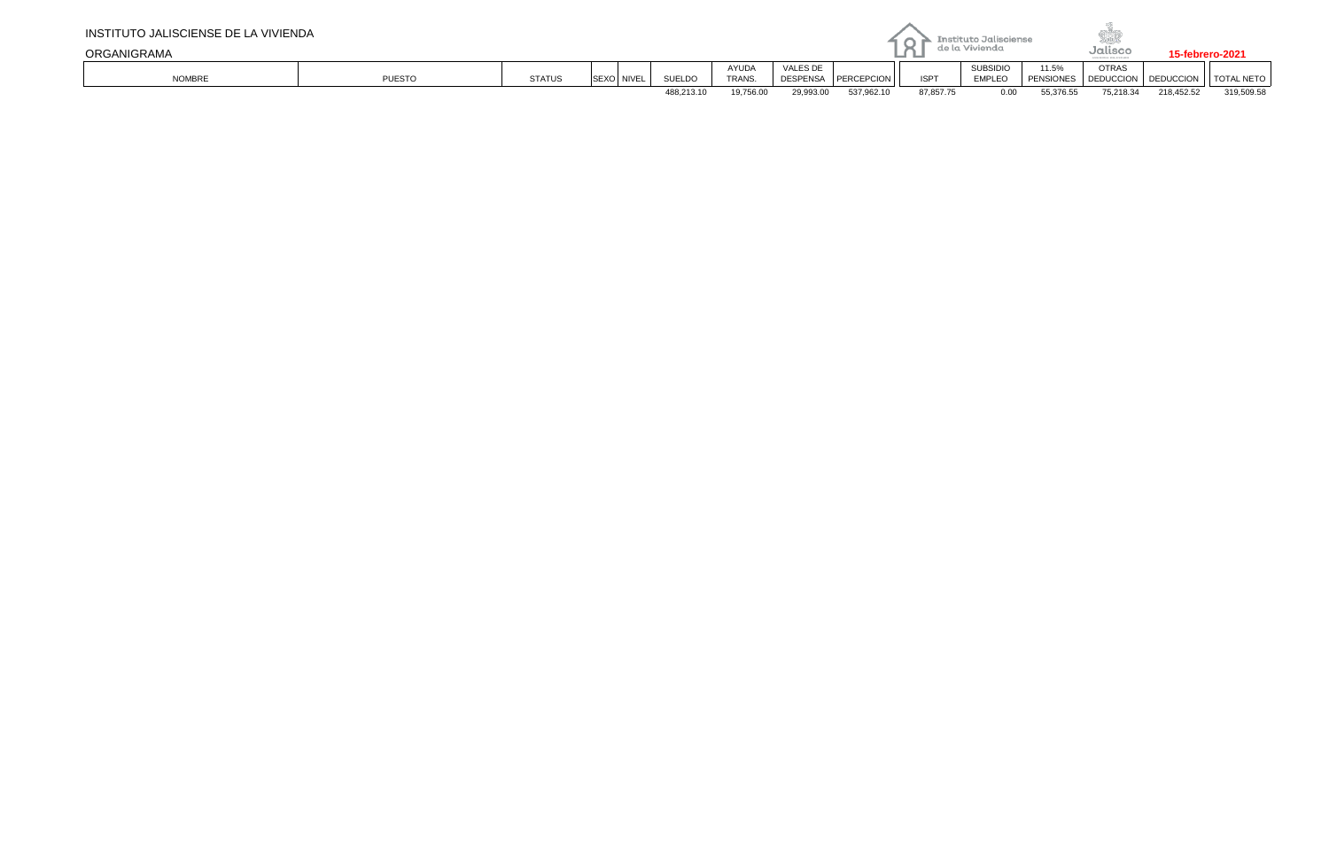INSTITUTO JALISCIENSE DE LA VIVIENDA

ORGANIGRAMA

Instituto Jalisciense de la Vivienda

Jalisco

15-febrero-2021

| NOMBRE | PUESTO | STATUS | SEXO | NIVEL | SUELDO | AYUDA TRANS. | VALES DE DESPENSA | PERCEPCION | ISPT | SUBSIDIO EMPLEO | 11.5% PENSIONES | OTRAS DEDUCCION | DEDUCCION | TOTAL NETO |
|---|---|---|---|---|---|---|---|---|---|---|---|---|---|---|
| | | | | | 488,213.10 | 19,756.00 | 29,993.00 | 537,962.10 | 87,857.75 | 0.00 | 55,376.55 | 75,218.34 | 218,452.52 | 319,509.58 |